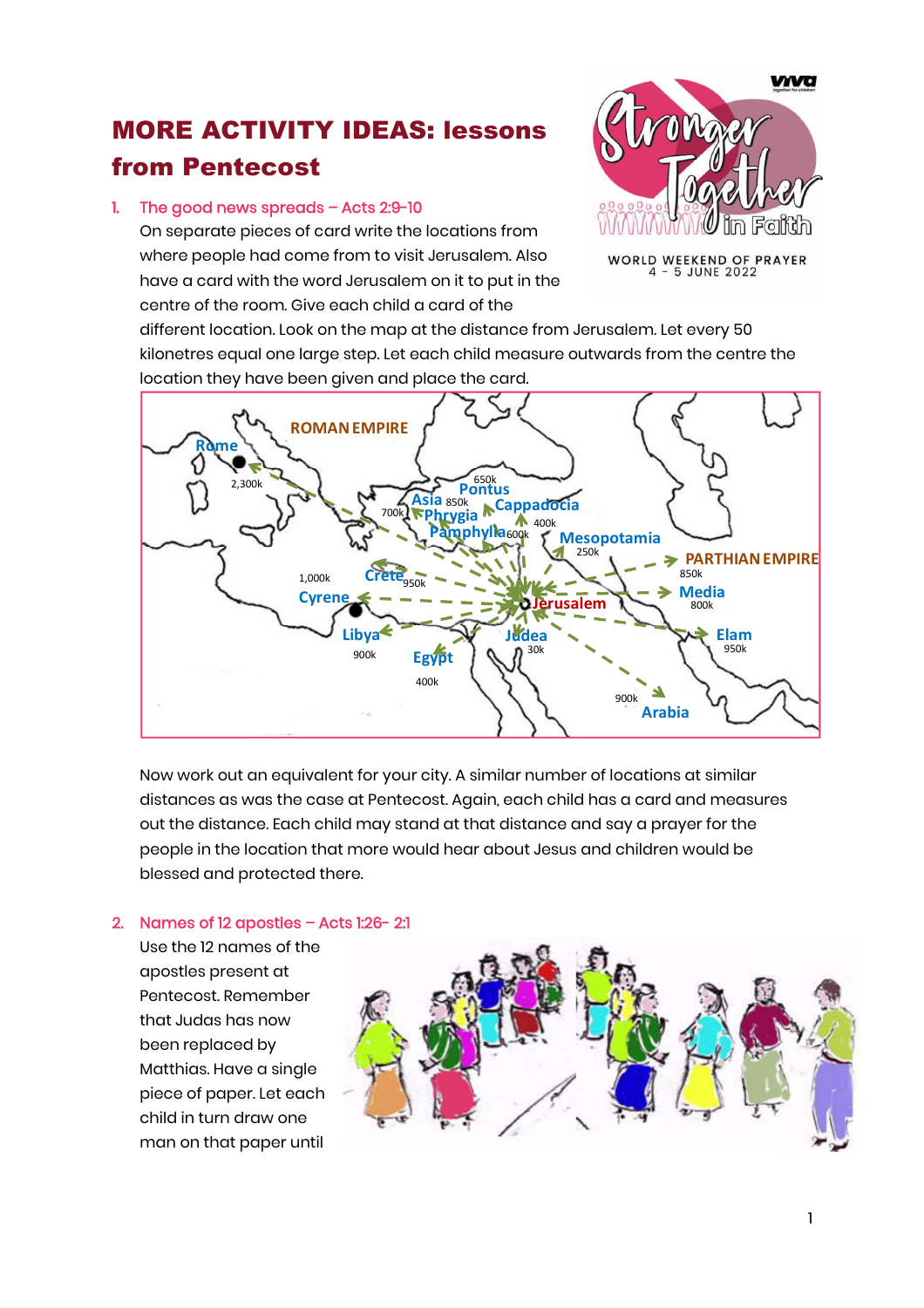# MORE ACTIVITY IDEAS: lessons from Pentecost

1. The good news spreads – Acts 2:9-10

   On separate pieces of card write the locations from where people had come from to visit Jerusalem. Also have a card with the word Jerusalem on it to put in the centre of the room. Give each child a card of the different location. Look on the map at the distance from Jerusalem. Let every 50 kilonetres equal one large step. Let each child measure outwards from the centre the location they have been given and place the card.

   Now work out an equivalent for your city. A similar number of locations at similar distances as was the case at Pentecost. Again, each child has a card and measures out the distance. Each child may stand at that distance and say a prayer for the people in the location that more would hear about Jesus and children would be blessed and protected there.

2. Names of 12 apostles – Acts 1:26- 2:1

   Use the 12 names of the apostles present at Pentecost. Remember that Judas has now been replaced by Matthias. Have a single piece of paper. Let each child in turn draw one man on that paper until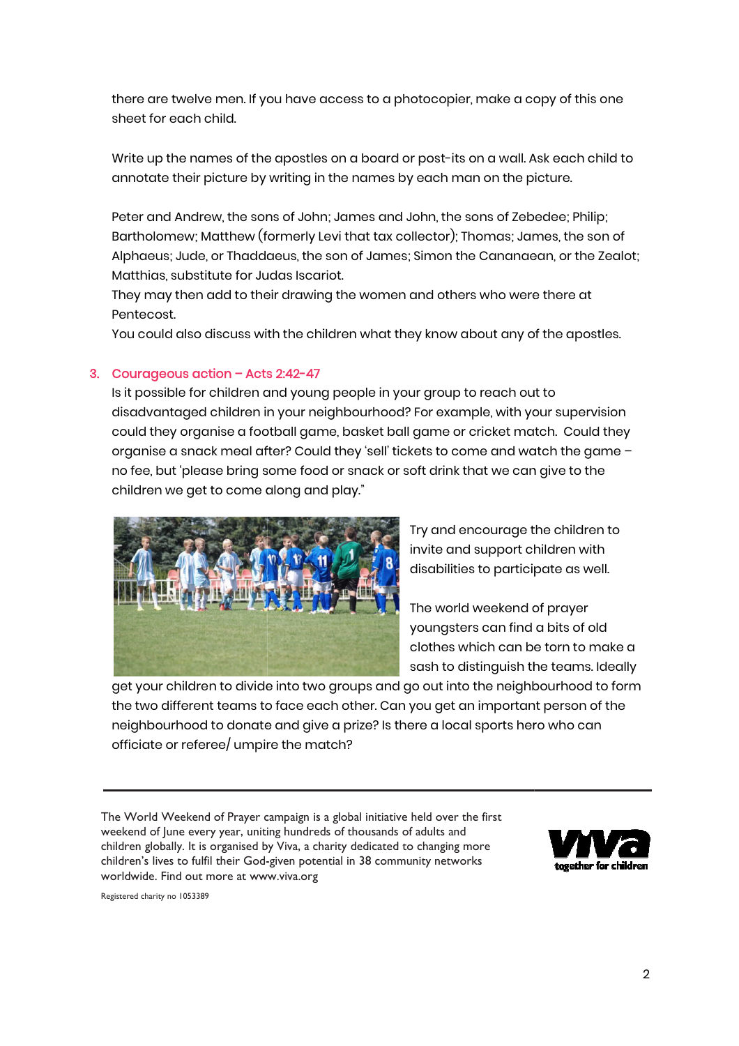there are twelve men. If you have access to a photocopier, make a copy of this one sheet for each child.

Write up the names of the apostles on a board or post-its on a wall. Ask each child to annotate their picture by writing in the names by each man on the picture.

Peter and Andrew, the sons of John; James and John, the sons of Zebedee; Philip; Bartholomew; Matthew (formerly Levi that tax collector); Thomas; James, the son of Alphaeus; Jude, or Thaddaeus, the son of James; Simon the Cananaean, or the Zealot; Matthias, substitute for Judas Iscariot.
They may then add to their drawing the women and others who were there at Pentecost.
You could also discuss with the children what they know about any of the apostles.

3. **Courageous action – Acts 2:42-47**
   Is it possible for children and young people in your group to reach out to disadvantaged children in your neighbourhood? For example, with your supervision could they organise a football game, basket ball game or cricket match. Could they organise a snack meal after? Could they 'sell' tickets to come and watch the game – no fee, but 'please bring some food or snack or soft drink that we can give to the children we get to come along and play."

   Try and encourage the children to invite and support children with disabilities to participate as well.

   The world weekend of prayer youngsters can find a bits of old clothes which can be torn to make a sash to distinguish the teams. Ideally get your children to divide into two groups and go out into the neighbourhood to form the two different teams to face each other. Can you get an important person of the neighbourhood to donate and give a prize? Is there a local sports hero who can officiate or referee/ umpire the match?

---

The World Weekend of Prayer campaign is a global initiative held over the first weekend of June every year, uniting hundreds of thousands of adults and children globally. It is organised by Viva, a charity dedicated to changing more children's lives to fulfil their God-given potential in 38 community networks worldwide. Find out more at www.viva.org

Registered charity no 1053389

viva together for children